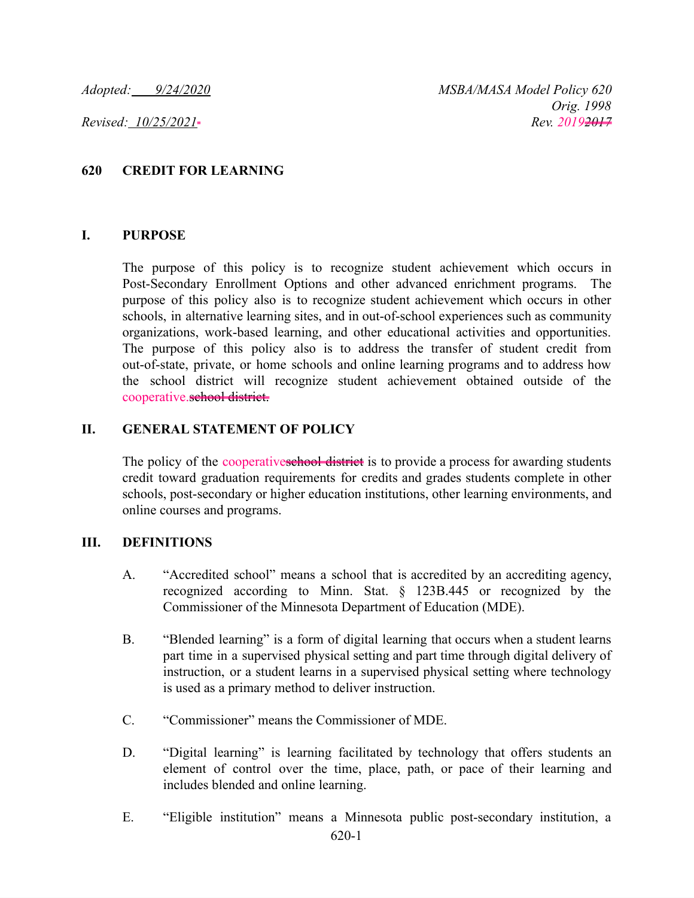*Adopted: 9/24/2020* *MSBA/MASA Model Policy 620*

*Orig. 1998*

*Revised: 10/25/2021* *Rev. 2019~~2017~~*

## 620 CREDIT FOR LEARNING

### I. PURPOSE

The purpose of this policy is to recognize student achievement which occurs in Post-Secondary Enrollment Options and other advanced enrichment programs. The purpose of this policy also is to recognize student achievement which occurs in other schools, in alternative learning sites, and in out-of-school experiences such as community organizations, work-based learning, and other educational activities and opportunities. The purpose of this policy also is to address the transfer of student credit from out-of-state, private, or home schools and online learning programs and to address how the school district will recognize student achievement obtained outside of the cooperative.~~school district.~~

### II. GENERAL STATEMENT OF POLICY

The policy of the cooperative~~school district~~ is to provide a process for awarding students credit toward graduation requirements for credits and grades students complete in other schools, post-secondary or higher education institutions, other learning environments, and online courses and programs.

### III. DEFINITIONS

A. "Accredited school" means a school that is accredited by an accrediting agency, recognized according to Minn. Stat. § 123B.445 or recognized by the Commissioner of the Minnesota Department of Education (MDE).

B. "Blended learning" is a form of digital learning that occurs when a student learns part time in a supervised physical setting and part time through digital delivery of instruction, or a student learns in a supervised physical setting where technology is used as a primary method to deliver instruction.

C. "Commissioner" means the Commissioner of MDE.

D. "Digital learning" is learning facilitated by technology that offers students an element of control over the time, place, path, or pace of their learning and includes blended and online learning.

E. "Eligible institution" means a Minnesota public post-secondary institution, a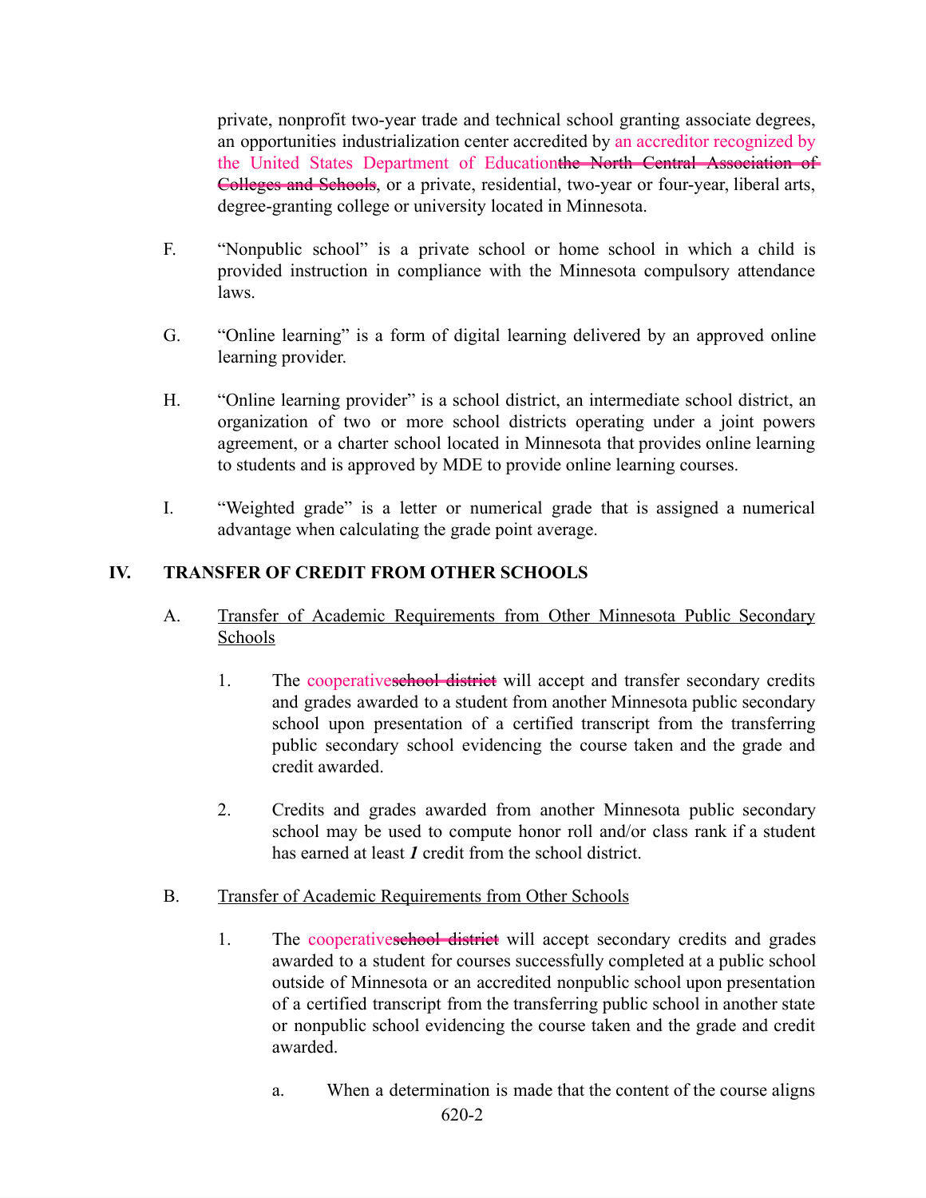private, nonprofit two-year trade and technical school granting associate degrees, an opportunities industrialization center accredited by an accreditor recognized by the United States Department of Education~~the North Central Association of Colleges and Schools~~, or a private, residential, two-year or four-year, liberal arts, degree-granting college or university located in Minnesota.

F. "Nonpublic school" is a private school or home school in which a child is provided instruction in compliance with the Minnesota compulsory attendance laws.

G. "Online learning" is a form of digital learning delivered by an approved online learning provider.

H. "Online learning provider" is a school district, an intermediate school district, an organization of two or more school districts operating under a joint powers agreement, or a charter school located in Minnesota that provides online learning to students and is approved by MDE to provide online learning courses.

I. "Weighted grade" is a letter or numerical grade that is assigned a numerical advantage when calculating the grade point average.

## IV. TRANSFER OF CREDIT FROM OTHER SCHOOLS

A. <u>Transfer of Academic Requirements from Other Minnesota Public Secondary Schools</u>

1. The cooperative~~school district~~ will accept and transfer secondary credits and grades awarded to a student from another Minnesota public secondary school upon presentation of a certified transcript from the transferring public secondary school evidencing the course taken and the grade and credit awarded.

2. Credits and grades awarded from another Minnesota public secondary school may be used to compute honor roll and/or class rank if a student has earned at least ***1*** credit from the school district.

B. <u>Transfer of Academic Requirements from Other Schools</u>

1. The cooperative~~school district~~ will accept secondary credits and grades awarded to a student for courses successfully completed at a public school outside of Minnesota or an accredited nonpublic school upon presentation of a certified transcript from the transferring public school in another state or nonpublic school evidencing the course taken and the grade and credit awarded.

   a. When a determination is made that the content of the course aligns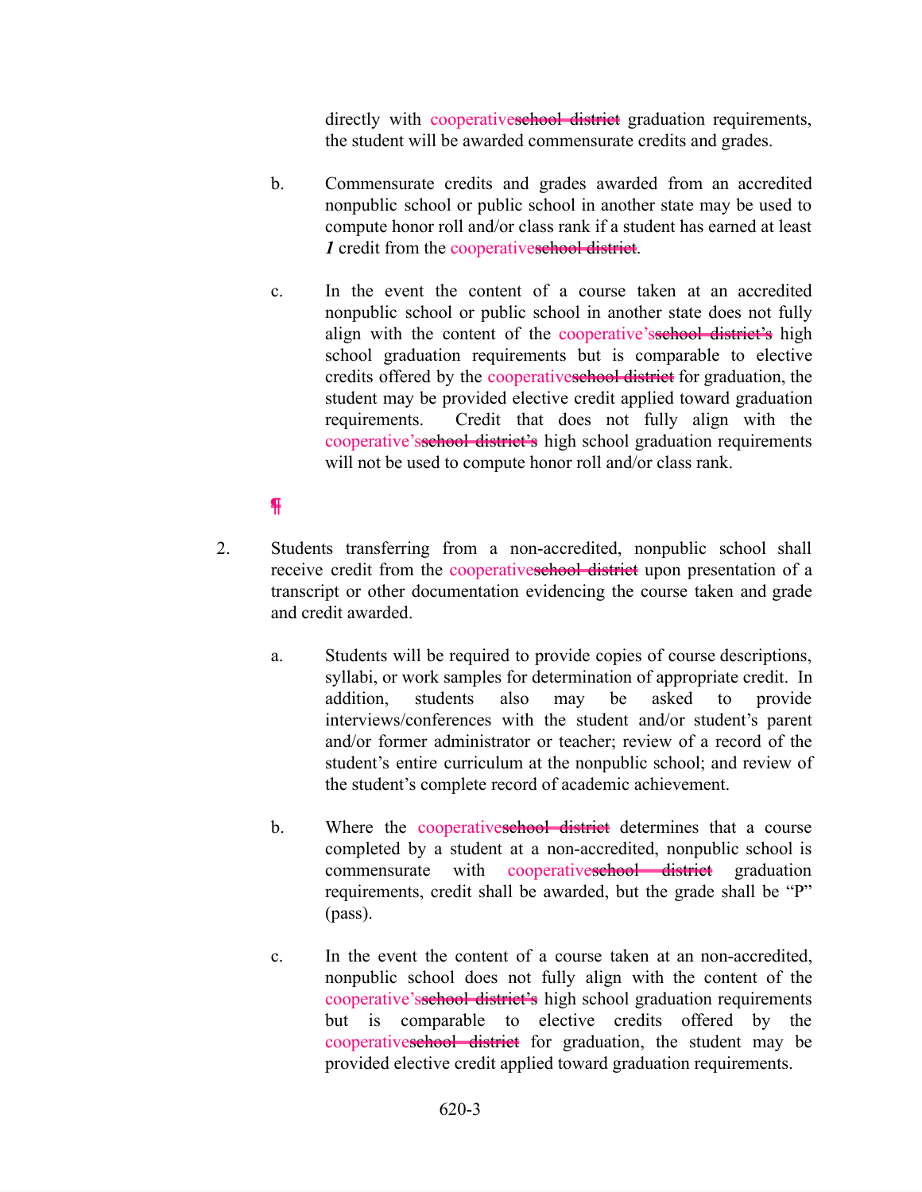directly with cooperative~~school district~~ graduation requirements, the student will be awarded commensurate credits and grades.

b. Commensurate credits and grades awarded from an accredited nonpublic school or public school in another state may be used to compute honor roll and/or class rank if a student has earned at least ***1*** credit from the cooperative~~school district~~.

c. In the event the content of a course taken at an accredited nonpublic school or public school in another state does not fully align with the content of the cooperative's~~school district's~~ high school graduation requirements but is comparable to elective credits offered by the cooperative~~school district~~ for graduation, the student may be provided elective credit applied toward graduation requirements. Credit that does not fully align with the cooperative's~~school district's~~ high school graduation requirements will not be used to compute honor roll and/or class rank.

¶

2. Students transferring from a non-accredited, nonpublic school shall receive credit from the cooperative~~school district~~ upon presentation of a transcript or other documentation evidencing the course taken and grade and credit awarded.

   a. Students will be required to provide copies of course descriptions, syllabi, or work samples for determination of appropriate credit. In addition, students also may be asked to provide interviews/conferences with the student and/or student's parent and/or former administrator or teacher; review of a record of the student's entire curriculum at the nonpublic school; and review of the student's complete record of academic achievement.

   b. Where the cooperative~~school district~~ determines that a course completed by a student at a non-accredited, nonpublic school is commensurate with cooperative~~school district~~ graduation requirements, credit shall be awarded, but the grade shall be "P" (pass).

   c. In the event the content of a course taken at an non-accredited, nonpublic school does not fully align with the content of the cooperative's~~school district's~~ high school graduation requirements but is comparable to elective credits offered by the cooperative~~school district~~ for graduation, the student may be provided elective credit applied toward graduation requirements.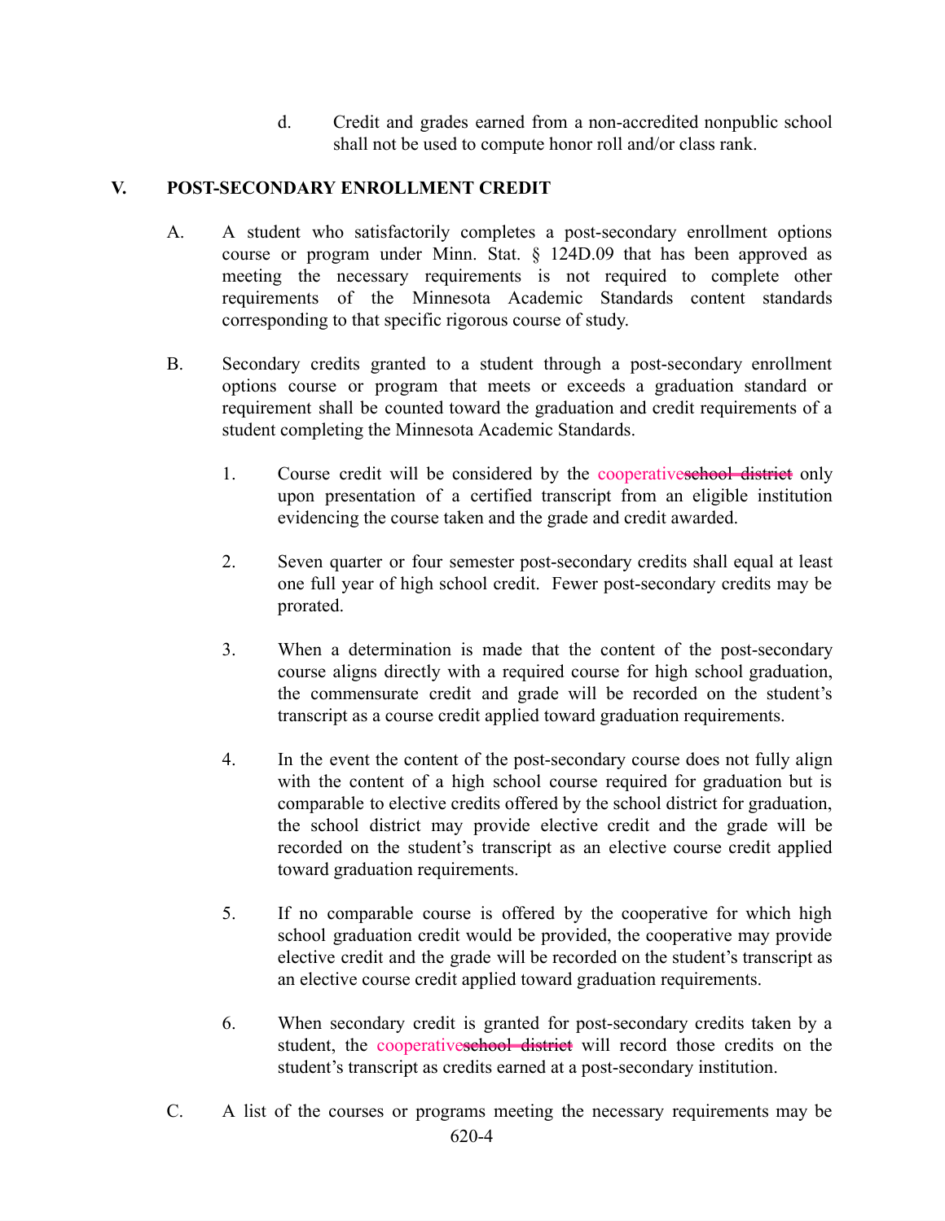d. Credit and grades earned from a non-accredited nonpublic school shall not be used to compute honor roll and/or class rank.

## V. POST-SECONDARY ENROLLMENT CREDIT

A. A student who satisfactorily completes a post-secondary enrollment options course or program under Minn. Stat. § 124D.09 that has been approved as meeting the necessary requirements is not required to complete other requirements of the Minnesota Academic Standards content standards corresponding to that specific rigorous course of study.

B. Secondary credits granted to a student through a post-secondary enrollment options course or program that meets or exceeds a graduation standard or requirement shall be counted toward the graduation and credit requirements of a student completing the Minnesota Academic Standards.

1. Course credit will be considered by the cooperative~~school district~~ only upon presentation of a certified transcript from an eligible institution evidencing the course taken and the grade and credit awarded.

2. Seven quarter or four semester post-secondary credits shall equal at least one full year of high school credit. Fewer post-secondary credits may be prorated.

3. When a determination is made that the content of the post-secondary course aligns directly with a required course for high school graduation, the commensurate credit and grade will be recorded on the student's transcript as a course credit applied toward graduation requirements.

4. In the event the content of the post-secondary course does not fully align with the content of a high school course required for graduation but is comparable to elective credits offered by the school district for graduation, the school district may provide elective credit and the grade will be recorded on the student's transcript as an elective course credit applied toward graduation requirements.

5. If no comparable course is offered by the cooperative for which high school graduation credit would be provided, the cooperative may provide elective credit and the grade will be recorded on the student's transcript as an elective course credit applied toward graduation requirements.

6. When secondary credit is granted for post-secondary credits taken by a student, the cooperative~~school district~~ will record those credits on the student's transcript as credits earned at a post-secondary institution.

C. A list of the courses or programs meeting the necessary requirements may be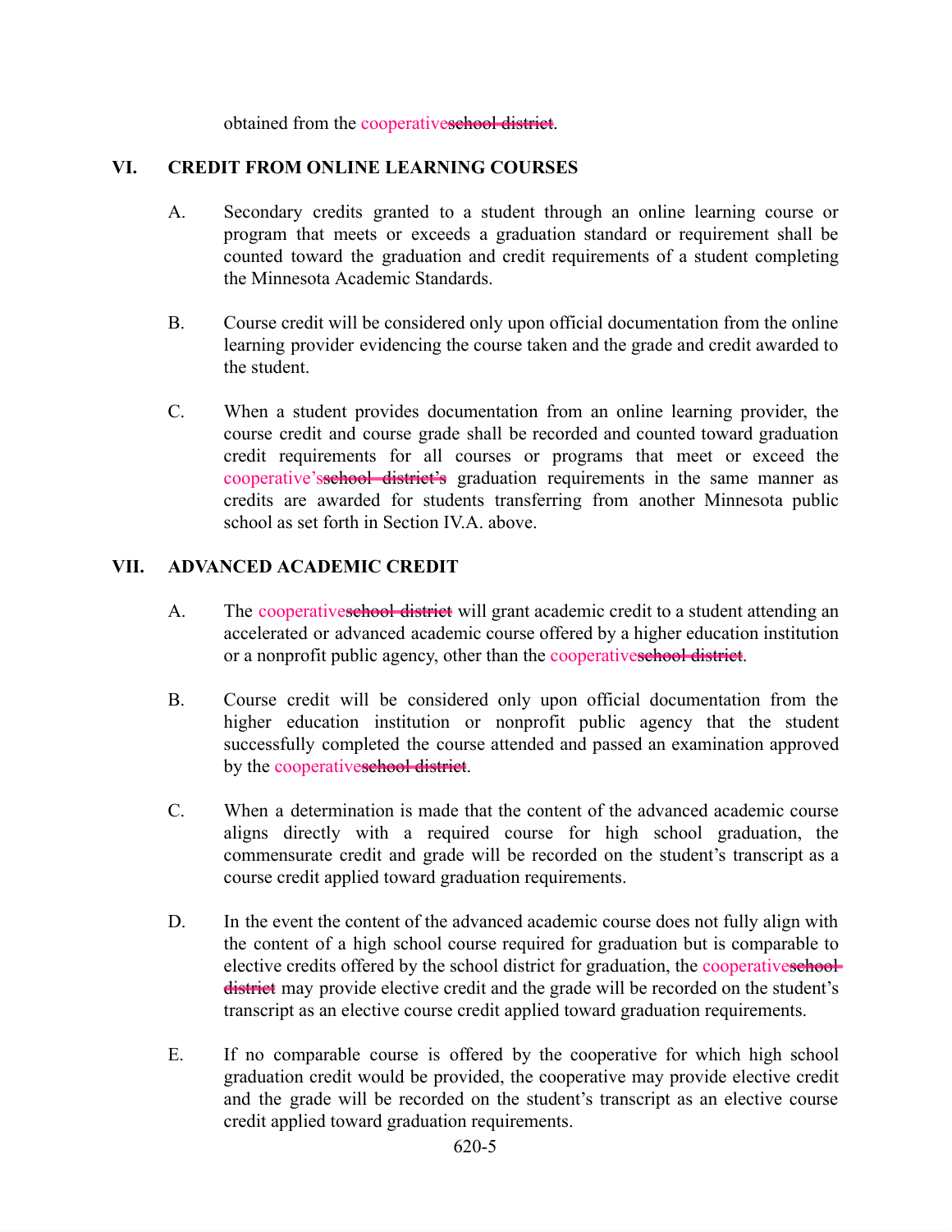obtained from the cooperative~~school district~~.

## VI. CREDIT FROM ONLINE LEARNING COURSES

A. Secondary credits granted to a student through an online learning course or program that meets or exceeds a graduation standard or requirement shall be counted toward the graduation and credit requirements of a student completing the Minnesota Academic Standards.

B. Course credit will be considered only upon official documentation from the online learning provider evidencing the course taken and the grade and credit awarded to the student.

C. When a student provides documentation from an online learning provider, the course credit and course grade shall be recorded and counted toward graduation credit requirements for all courses or programs that meet or exceed the cooperative's~~school district's~~ graduation requirements in the same manner as credits are awarded for students transferring from another Minnesota public school as set forth in Section IV.A. above.

## VII. ADVANCED ACADEMIC CREDIT

A. The cooperative~~school district~~ will grant academic credit to a student attending an accelerated or advanced academic course offered by a higher education institution or a nonprofit public agency, other than the cooperative~~school district~~.

B. Course credit will be considered only upon official documentation from the higher education institution or nonprofit public agency that the student successfully completed the course attended and passed an examination approved by the cooperative~~school district~~.

C. When a determination is made that the content of the advanced academic course aligns directly with a required course for high school graduation, the commensurate credit and grade will be recorded on the student's transcript as a course credit applied toward graduation requirements.

D. In the event the content of the advanced academic course does not fully align with the content of a high school course required for graduation but is comparable to elective credits offered by the school district for graduation, the cooperative~~school district~~ may provide elective credit and the grade will be recorded on the student's transcript as an elective course credit applied toward graduation requirements.

E. If no comparable course is offered by the cooperative for which high school graduation credit would be provided, the cooperative may provide elective credit and the grade will be recorded on the student's transcript as an elective course credit applied toward graduation requirements.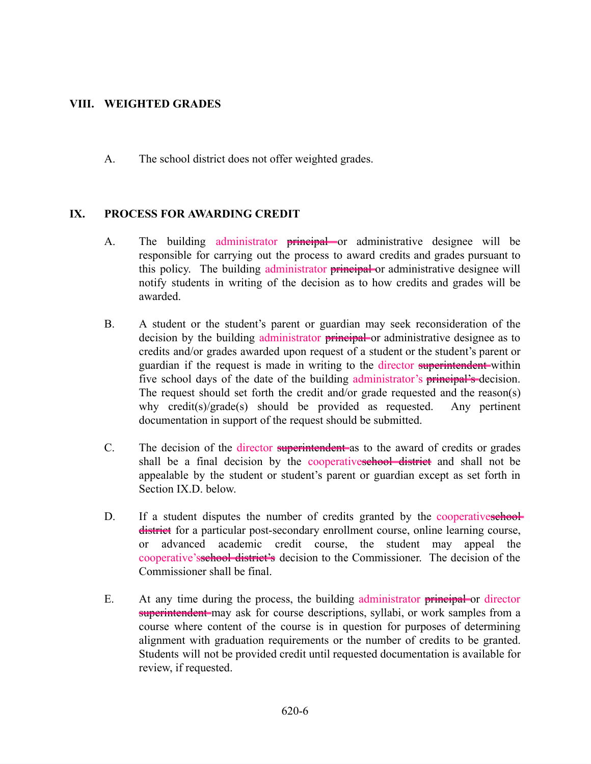## VIII. WEIGHTED GRADES

A. The school district does not offer weighted grades.

## IX. PROCESS FOR AWARDING CREDIT

A. The building administrator ~~principal~~ or administrative designee will be responsible for carrying out the process to award credits and grades pursuant to this policy. The building administrator ~~principal~~ or administrative designee will notify students in writing of the decision as to how credits and grades will be awarded.

B. A student or the student's parent or guardian may seek reconsideration of the decision by the building administrator ~~principal~~ or administrative designee as to credits and/or grades awarded upon request of a student or the student's parent or guardian if the request is made in writing to the director ~~superintendent~~ within five school days of the date of the building administrator's ~~principal's~~ decision. The request should set forth the credit and/or grade requested and the reason(s) why credit(s)/grade(s) should be provided as requested. Any pertinent documentation in support of the request should be submitted.

C. The decision of the director ~~superintendent~~ as to the award of credits or grades shall be a final decision by the cooperative~~school district~~ and shall not be appealable by the student or student's parent or guardian except as set forth in Section IX.D. below.

D. If a student disputes the number of credits granted by the cooperative~~school district~~ for a particular post-secondary enrollment course, online learning course, or advanced academic credit course, the student may appeal the cooperative's~~school district's~~ decision to the Commissioner. The decision of the Commissioner shall be final.

E. At any time during the process, the building administrator ~~principal~~ or director ~~superintendent~~ may ask for course descriptions, syllabi, or work samples from a course where content of the course is in question for purposes of determining alignment with graduation requirements or the number of credits to be granted. Students will not be provided credit until requested documentation is available for review, if requested.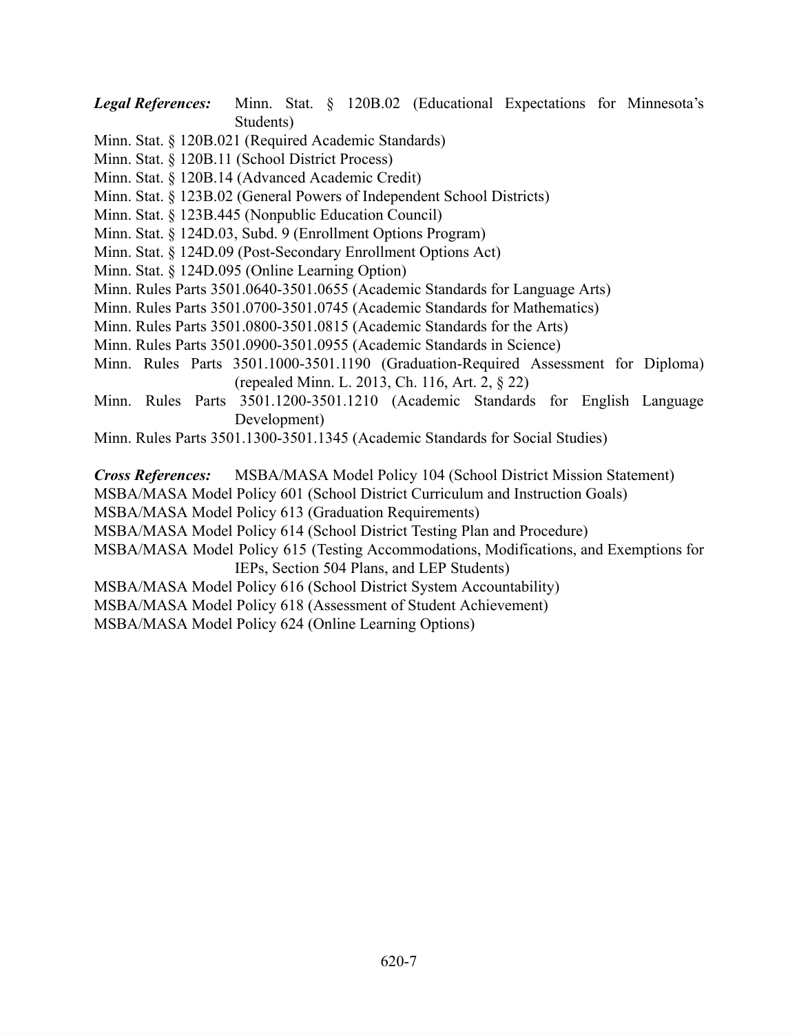***Legal References:*** Minn. Stat. § 120B.02 (Educational Expectations for Minnesota's Students)
Minn. Stat. § 120B.021 (Required Academic Standards)
Minn. Stat. § 120B.11 (School District Process)
Minn. Stat. § 120B.14 (Advanced Academic Credit)
Minn. Stat. § 123B.02 (General Powers of Independent School Districts)
Minn. Stat. § 123B.445 (Nonpublic Education Council)
Minn. Stat. § 124D.03, Subd. 9 (Enrollment Options Program)
Minn. Stat. § 124D.09 (Post-Secondary Enrollment Options Act)
Minn. Stat. § 124D.095 (Online Learning Option)
Minn. Rules Parts 3501.0640-3501.0655 (Academic Standards for Language Arts)
Minn. Rules Parts 3501.0700-3501.0745 (Academic Standards for Mathematics)
Minn. Rules Parts 3501.0800-3501.0815 (Academic Standards for the Arts)
Minn. Rules Parts 3501.0900-3501.0955 (Academic Standards in Science)
Minn. Rules Parts 3501.1000-3501.1190 (Graduation-Required Assessment for Diploma) (repealed Minn. L. 2013, Ch. 116, Art. 2, § 22)
Minn. Rules Parts 3501.1200-3501.1210 (Academic Standards for English Language Development)
Minn. Rules Parts 3501.1300-3501.1345 (Academic Standards for Social Studies)

***Cross References:*** MSBA/MASA Model Policy 104 (School District Mission Statement)
MSBA/MASA Model Policy 601 (School District Curriculum and Instruction Goals)
MSBA/MASA Model Policy 613 (Graduation Requirements)
MSBA/MASA Model Policy 614 (School District Testing Plan and Procedure)
MSBA/MASA Model Policy 615 (Testing Accommodations, Modifications, and Exemptions for IEPs, Section 504 Plans, and LEP Students)
MSBA/MASA Model Policy 616 (School District System Accountability)
MSBA/MASA Model Policy 618 (Assessment of Student Achievement)
MSBA/MASA Model Policy 624 (Online Learning Options)